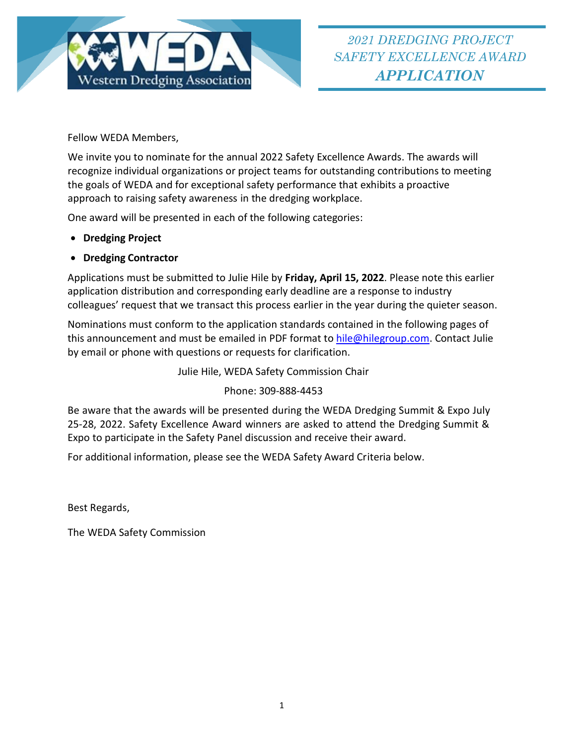Western Dredging Association

# 2021 DREDGING PROJECT SAFETY EXCELLENCE AWARD *APPLICATION*

Fellow WEDA Members,

We invite you to nominate for the annual 2022 Safety Excellence Awards. The awards will recognize individual organizations or project teams for outstanding contributions to meeting the goals of WEDA and for exceptional safety performance that exhibits a proactive approach to raising safety awareness in the dredging workplace.

One award will be presented in each of the following categories:

- **Dredging Project**
- **Dredging Contractor**

Applications must be submitted to Julie Hile by **Friday, April 15, 2022**. Please note this earlier application distribution and corresponding early deadline are a response to industry colleagues' request that we transact this process earlier in the year during the quieter season.

Nominations must conform to the application standards contained in the following pages of this announcement and must be emailed in PDF format to hile@hilegroup.com. Contact Julie by email or phone with questions or requests for clarification.

Julie Hile, WEDA Safety Commission Chair

Phone: 309-888-4453

Be aware that the awards will be presented during the WEDA Dredging Summit & Expo July 25-28, 2022. Safety Excellence Award winners are asked to attend the Dredging Summit & Expo to participate in the Safety Panel discussion and receive their award.

For additional information, please see the WEDA Safety Award Criteria below.

Best Regards,

The WEDA Safety Commission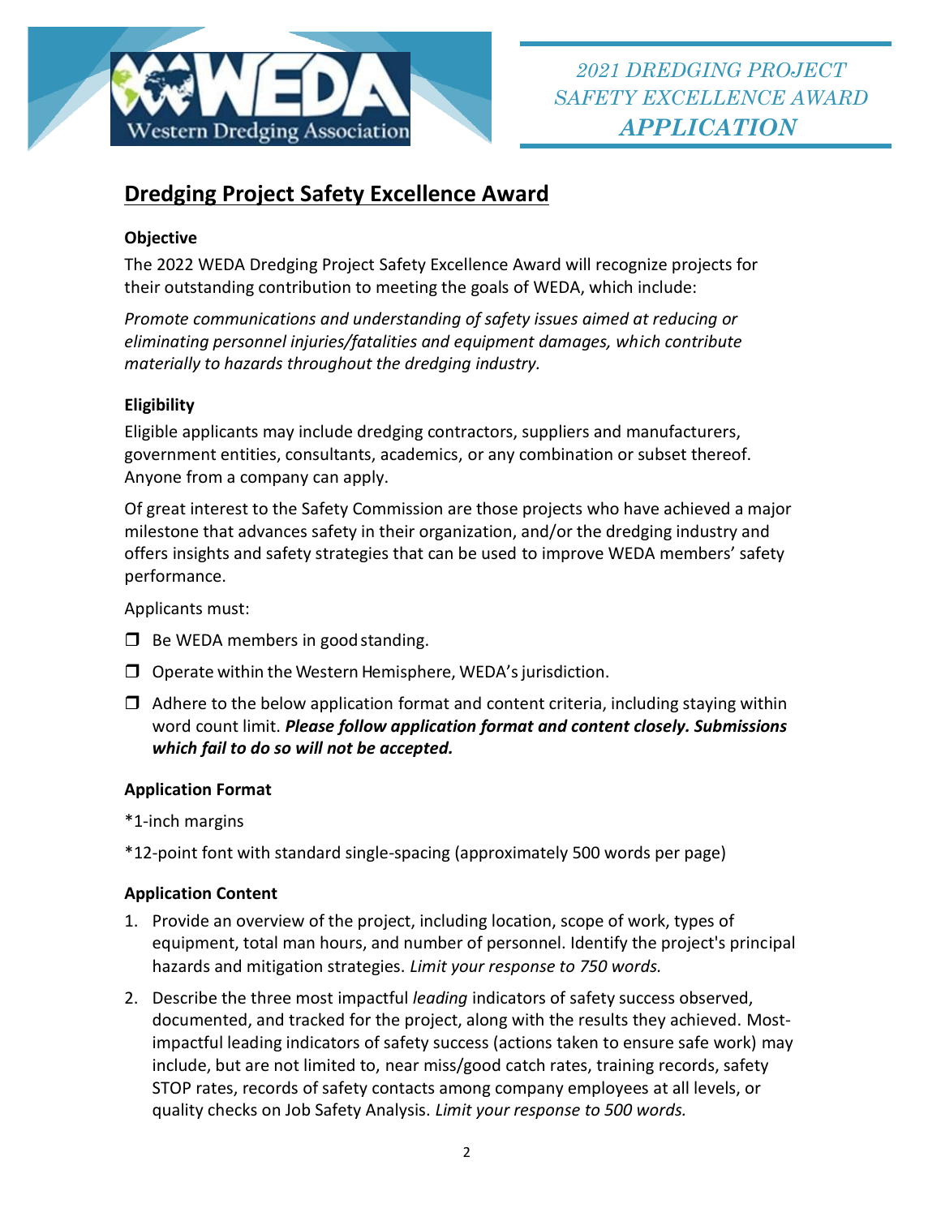2021 DREDGING PROJECT SAFETY EXCELLENCE AWARD ***APPLICATION***

# Dredging Project Safety Excellence Award

**Objective**

The 2022 WEDA Dredging Project Safety Excellence Award will recognize projects for their outstanding contribution to meeting the goals of WEDA, which include:

*Promote communications and understanding of safety issues aimed at reducing or eliminating personnel injuries/fatalities and equipment damages, which contribute materially to hazards throughout the dredging industry.*

**Eligibility**

Eligible applicants may include dredging contractors, suppliers and manufacturers, government entities, consultants, academics, or any combination or subset thereof. Anyone from a company can apply.

Of great interest to the Safety Commission are those projects who have achieved a major milestone that advances safety in their organization, and/or the dredging industry and offers insights and safety strategies that can be used to improve WEDA members' safety performance.

Applicants must:

- ❒ Be WEDA members in good standing.
- ❒ Operate within the Western Hemisphere, WEDA's jurisdiction.
- ❒ Adhere to the below application format and content criteria, including staying within word count limit. ***Please follow application format and content closely. Submissions which fail to do so will not be accepted.***

**Application Format**

*1-inch margins

*12-point font with standard single-spacing (approximately 500 words per page)

**Application Content**

1. Provide an overview of the project, including location, scope of work, types of equipment, total man hours, and number of personnel. Identify the project's principal hazards and mitigation strategies. *Limit your response to 750 words.*
2. Describe the three most impactful *leading* indicators of safety success observed, documented, and tracked for the project, along with the results they achieved. Most-impactful leading indicators of safety success (actions taken to ensure safe work) may include, but are not limited to, near miss/good catch rates, training records, safety STOP rates, records of safety contacts among company employees at all levels, or quality checks on Job Safety Analysis. *Limit your response to 500 words.*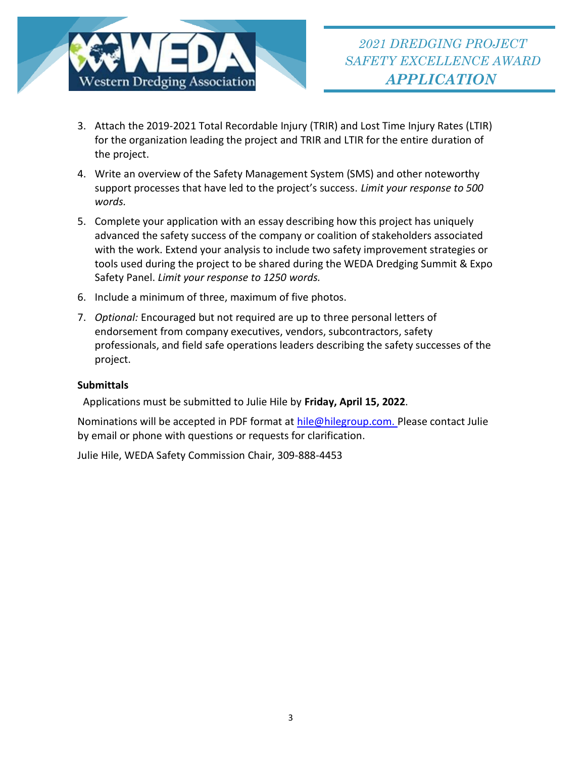3. Attach the 2019-2021 Total Recordable Injury (TRIR) and Lost Time Injury Rates (LTIR) for the organization leading the project and TRIR and LTIR for the entire duration of the project.
4. Write an overview of the Safety Management System (SMS) and other noteworthy support processes that have led to the project's success. *Limit your response to 500 words.*
5. Complete your application with an essay describing how this project has uniquely advanced the safety success of the company or coalition of stakeholders associated with the work. Extend your analysis to include two safety improvement strategies or tools used during the project to be shared during the WEDA Dredging Summit & Expo Safety Panel. *Limit your response to 1250 words.*
6. Include a minimum of three, maximum of five photos.
7. *Optional:* Encouraged but not required are up to three personal letters of endorsement from company executives, vendors, subcontractors, safety professionals, and field safe operations leaders describing the safety successes of the project.

**Submittals**

Applications must be submitted to Julie Hile by **Friday, April 15, 2022**.

Nominations will be accepted in PDF format at hile@hilegroup.com. Please contact Julie by email or phone with questions or requests for clarification.

Julie Hile, WEDA Safety Commission Chair, 309-888-4453